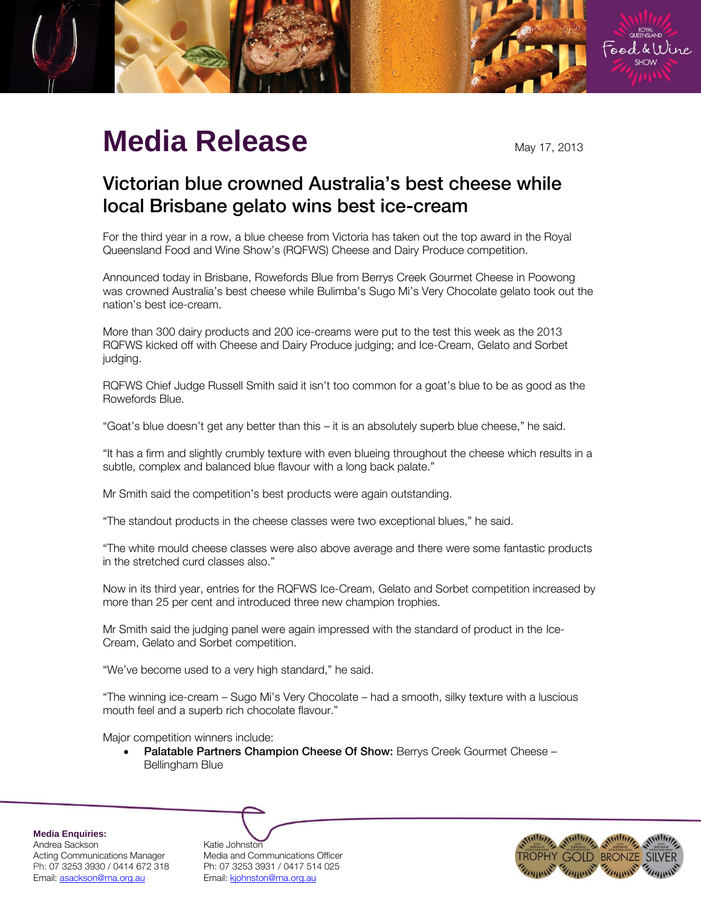# Media Release

May 17, 2013

## Victorian blue crowned Australia's best cheese while local Brisbane gelato wins best ice-cream

For the third year in a row, a blue cheese from Victoria has taken out the top award in the Royal Queensland Food and Wine Show's (RQFWS) Cheese and Dairy Produce competition.

Announced today in Brisbane, Rowefords Blue from Berrys Creek Gourmet Cheese in Poowong was crowned Australia's best cheese while Bulimba's Sugo Mi's Very Chocolate gelato took out the nation's best ice-cream.

More than 300 dairy products and 200 ice-creams were put to the test this week as the 2013 RQFWS kicked off with Cheese and Dairy Produce judging; and Ice-Cream, Gelato and Sorbet judging.

RQFWS Chief Judge Russell Smith said it isn't too common for a goat's blue to be as good as the Rowefords Blue.

"Goat's blue doesn't get any better than this – it is an absolutely superb blue cheese," he said.

"It has a firm and slightly crumbly texture with even blueing throughout the cheese which results in a subtle, complex and balanced blue flavour with a long back palate."

Mr Smith said the competition's best products were again outstanding.

"The standout products in the cheese classes were two exceptional blues," he said.

"The white mould cheese classes were also above average and there were some fantastic products in the stretched curd classes also."

Now in its third year, entries for the RQFWS Ice-Cream, Gelato and Sorbet competition increased by more than 25 per cent and introduced three new champion trophies.

Mr Smith said the judging panel were again impressed with the standard of product in the Ice-Cream, Gelato and Sorbet competition.

"We've become used to a very high standard," he said.

"The winning ice-cream – Sugo Mi's Very Chocolate – had a smooth, silky texture with a luscious mouth feel and a superb rich chocolate flavour."

Major competition winners include:

- **Palatable Partners Champion Cheese Of Show:** Berrys Creek Gourmet Cheese – Bellingham Blue

**Media Enquiries:**

Andrea Sackson
Acting Communications Manager
Ph: 07 3253 3930 / 0414 672 318
Email: asackson@rna.org.au

Katie Johnston
Media and Communications Officer
Ph: 07 3253 3931 / 0417 514 025
Email: kjohnston@rna.org.au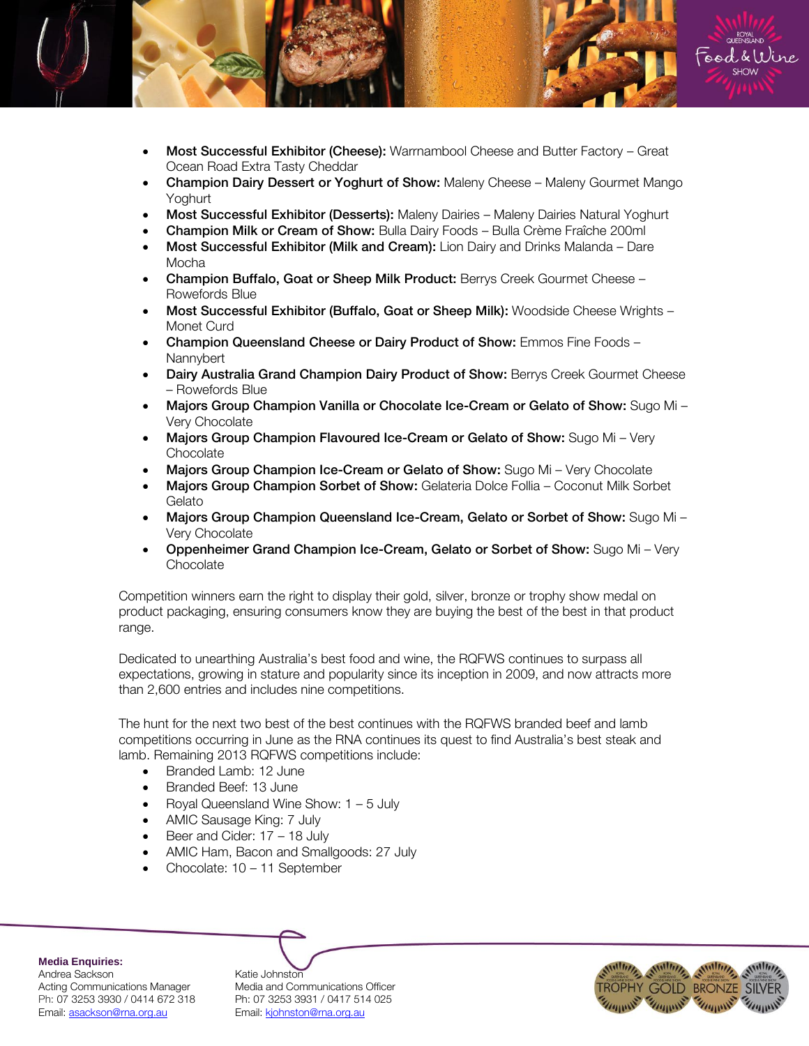- **Most Successful Exhibitor (Cheese):** Warrnambool Cheese and Butter Factory – Great Ocean Road Extra Tasty Cheddar
- **Champion Dairy Dessert or Yoghurt of Show:** Maleny Cheese – Maleny Gourmet Mango Yoghurt
- **Most Successful Exhibitor (Desserts):** Maleny Dairies – Maleny Dairies Natural Yoghurt
- **Champion Milk or Cream of Show:** Bulla Dairy Foods – Bulla Crème Fraîche 200ml
- **Most Successful Exhibitor (Milk and Cream):** Lion Dairy and Drinks Malanda – Dare Mocha
- **Champion Buffalo, Goat or Sheep Milk Product:** Berrys Creek Gourmet Cheese – Rowefords Blue
- **Most Successful Exhibitor (Buffalo, Goat or Sheep Milk):** Woodside Cheese Wrights – Monet Curd
- **Champion Queensland Cheese or Dairy Product of Show:** Emmos Fine Foods – Nannybert
- **Dairy Australia Grand Champion Dairy Product of Show:** Berrys Creek Gourmet Cheese – Rowefords Blue
- **Majors Group Champion Vanilla or Chocolate Ice-Cream or Gelato of Show:** Sugo Mi – Very Chocolate
- **Majors Group Champion Flavoured Ice-Cream or Gelato of Show:** Sugo Mi – Very Chocolate
- **Majors Group Champion Ice-Cream or Gelato of Show:** Sugo Mi – Very Chocolate
- **Majors Group Champion Sorbet of Show:** Gelateria Dolce Follia – Coconut Milk Sorbet Gelato
- **Majors Group Champion Queensland Ice-Cream, Gelato or Sorbet of Show:** Sugo Mi – Very Chocolate
- **Oppenheimer Grand Champion Ice-Cream, Gelato or Sorbet of Show:** Sugo Mi – Very Chocolate

Competition winners earn the right to display their gold, silver, bronze or trophy show medal on product packaging, ensuring consumers know they are buying the best of the best in that product range.

Dedicated to unearthing Australia's best food and wine, the RQFWS continues to surpass all expectations, growing in stature and popularity since its inception in 2009, and now attracts more than 2,600 entries and includes nine competitions.

The hunt for the next two best of the best continues with the RQFWS branded beef and lamb competitions occurring in June as the RNA continues its quest to find Australia's best steak and lamb. Remaining 2013 RQFWS competitions include:

- Branded Lamb: 12 June
- Branded Beef: 13 June
- Royal Queensland Wine Show: 1 – 5 July
- AMIC Sausage King: 7 July
- Beer and Cider: 17 – 18 July
- AMIC Ham, Bacon and Smallgoods: 27 July
- Chocolate: 10 – 11 September

**Media Enquiries:**

Andrea Sackson
Acting Communications Manager
Ph: 07 3253 3930 / 0414 672 318
Email: asackson@rna.org.au

Katie Johnston
Media and Communications Officer
Ph: 07 3253 3931 / 0417 514 025
Email: kjohnston@rna.org.au